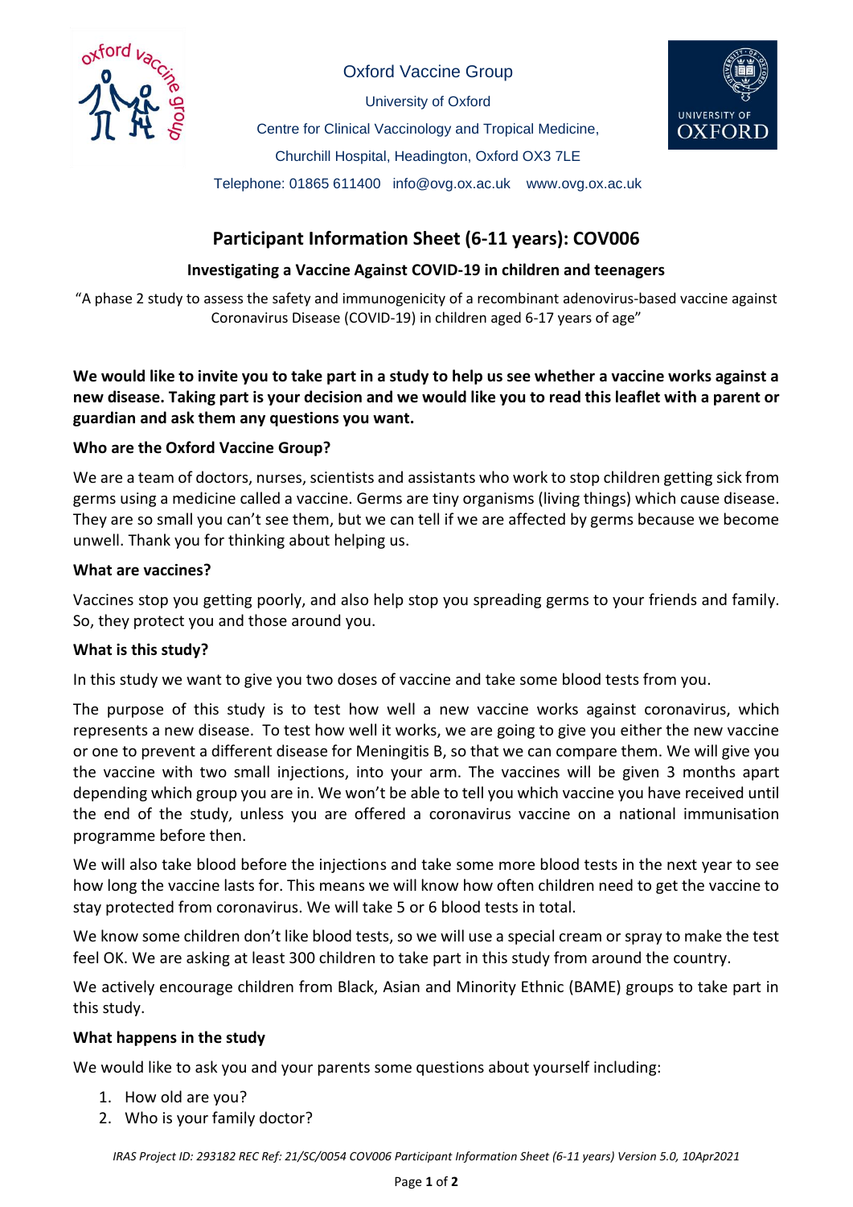Oxford Vaccine Group

University of Oxford

Centre for Clinical Vaccinology and Tropical Medicine,

Churchill Hospital, Headington, Oxford OX3 7LE

Telephone: 01865 611400 info@ovg.ox.ac.uk www.ovg.ox.ac.uk

# Participant Information Sheet (6-11 years): COV006

## Investigating a Vaccine Against COVID-19 in children and teenagers

"A phase 2 study to assess the safety and immunogenicity of a recombinant adenovirus-based vaccine against Coronavirus Disease (COVID-19) in children aged 6-17 years of age"

**We would like to invite you to take part in a study to help us see whether a vaccine works against a new disease. Taking part is your decision and we would like you to read this leaflet with a parent or guardian and ask them any questions you want.**

### Who are the Oxford Vaccine Group?

We are a team of doctors, nurses, scientists and assistants who work to stop children getting sick from germs using a medicine called a vaccine. Germs are tiny organisms (living things) which cause disease. They are so small you can't see them, but we can tell if we are affected by germs because we become unwell. Thank you for thinking about helping us.

### What are vaccines?

Vaccines stop you getting poorly, and also help stop you spreading germs to your friends and family. So, they protect you and those around you.

### What is this study?

In this study we want to give you two doses of vaccine and take some blood tests from you.

The purpose of this study is to test how well a new vaccine works against coronavirus, which represents a new disease. To test how well it works, we are going to give you either the new vaccine or one to prevent a different disease for Meningitis B, so that we can compare them. We will give you the vaccine with two small injections, into your arm. The vaccines will be given 3 months apart depending which group you are in. We won't be able to tell you which vaccine you have received until the end of the study, unless you are offered a coronavirus vaccine on a national immunisation programme before then.

We will also take blood before the injections and take some more blood tests in the next year to see how long the vaccine lasts for. This means we will know how often children need to get the vaccine to stay protected from coronavirus. We will take 5 or 6 blood tests in total.

We know some children don't like blood tests, so we will use a special cream or spray to make the test feel OK. We are asking at least 300 children to take part in this study from around the country.

We actively encourage children from Black, Asian and Minority Ethnic (BAME) groups to take part in this study.

### What happens in the study

We would like to ask you and your parents some questions about yourself including:

1. How old are you?
2. Who is your family doctor?

*IRAS Project ID: 293182 REC Ref: 21/SC/0054 COV006 Participant Information Sheet (6-11 years) Version 5.0, 10Apr2021*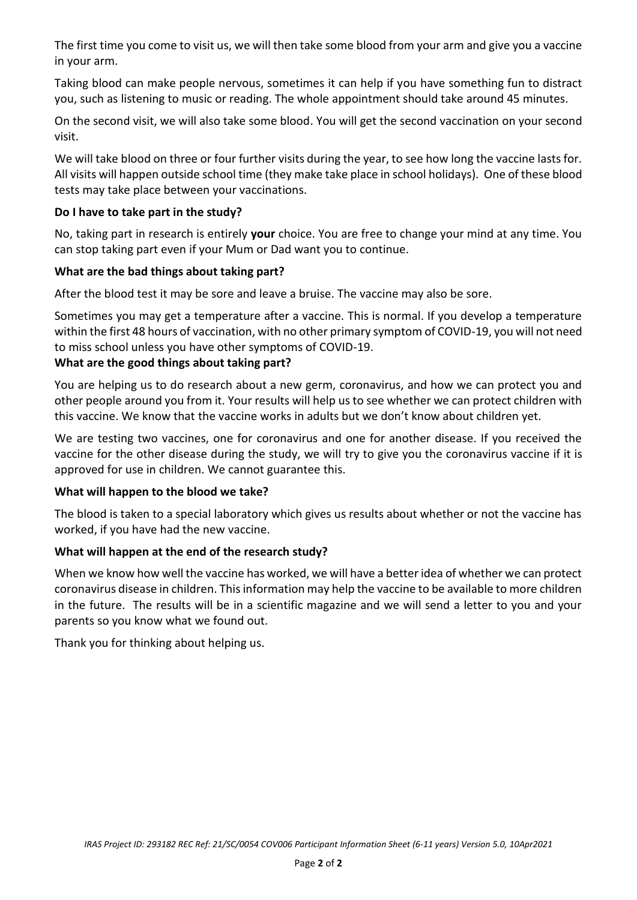The first time you come to visit us, we will then take some blood from your arm and give you a vaccine in your arm.

Taking blood can make people nervous, sometimes it can help if you have something fun to distract you, such as listening to music or reading. The whole appointment should take around 45 minutes.

On the second visit, we will also take some blood. You will get the second vaccination on your second visit.

We will take blood on three or four further visits during the year, to see how long the vaccine lasts for. All visits will happen outside school time (they make take place in school holidays). One of these blood tests may take place between your vaccinations.

**Do I have to take part in the study?**

No, taking part in research is entirely **your** choice. You are free to change your mind at any time. You can stop taking part even if your Mum or Dad want you to continue.

**What are the bad things about taking part?**

After the blood test it may be sore and leave a bruise. The vaccine may also be sore.

Sometimes you may get a temperature after a vaccine. This is normal. If you develop a temperature within the first 48 hours of vaccination, with no other primary symptom of COVID-19, you will not need to miss school unless you have other symptoms of COVID-19.

**What are the good things about taking part?**

You are helping us to do research about a new germ, coronavirus, and how we can protect you and other people around you from it. Your results will help us to see whether we can protect children with this vaccine. We know that the vaccine works in adults but we don't know about children yet.

We are testing two vaccines, one for coronavirus and one for another disease. If you received the vaccine for the other disease during the study, we will try to give you the coronavirus vaccine if it is approved for use in children. We cannot guarantee this.

**What will happen to the blood we take?**

The blood is taken to a special laboratory which gives us results about whether or not the vaccine has worked, if you have had the new vaccine.

**What will happen at the end of the research study?**

When we know how well the vaccine has worked, we will have a better idea of whether we can protect coronavirus disease in children. This information may help the vaccine to be available to more children in the future. The results will be in a scientific magazine and we will send a letter to you and your parents so you know what we found out.

Thank you for thinking about helping us.

*IRAS Project ID: 293182 REC Ref: 21/SC/0054 COV006 Participant Information Sheet (6-11 years) Version 5.0, 10Apr2021*